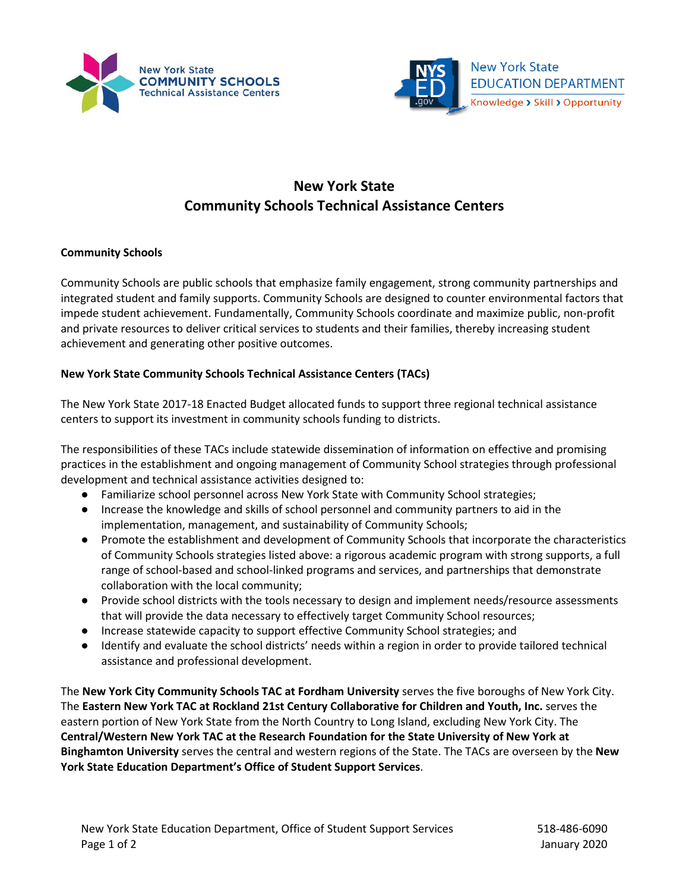New York State
COMMUNITY SCHOOLS
Technical Assistance Centers

New York State
EDUCATION DEPARTMENT
Knowledge › Skill › Opportunity

# New York State
# Community Schools Technical Assistance Centers

**Community Schools**

Community Schools are public schools that emphasize family engagement, strong community partnerships and integrated student and family supports. Community Schools are designed to counter environmental factors that impede student achievement. Fundamentally, Community Schools coordinate and maximize public, non-profit and private resources to deliver critical services to students and their families, thereby increasing student achievement and generating other positive outcomes.

**New York State Community Schools Technical Assistance Centers (TACs)**

The New York State 2017-18 Enacted Budget allocated funds to support three regional technical assistance centers to support its investment in community schools funding to districts.

The responsibilities of these TACs include statewide dissemination of information on effective and promising practices in the establishment and ongoing management of Community School strategies through professional development and technical assistance activities designed to:

- Familiarize school personnel across New York State with Community School strategies;
- Increase the knowledge and skills of school personnel and community partners to aid in the implementation, management, and sustainability of Community Schools;
- Promote the establishment and development of Community Schools that incorporate the characteristics of Community Schools strategies listed above: a rigorous academic program with strong supports, a full range of school-based and school-linked programs and services, and partnerships that demonstrate collaboration with the local community;
- Provide school districts with the tools necessary to design and implement needs/resource assessments that will provide the data necessary to effectively target Community School resources;
- Increase statewide capacity to support effective Community School strategies; and
- Identify and evaluate the school districts' needs within a region in order to provide tailored technical assistance and professional development.

The **New York City Community Schools TAC at Fordham University** serves the five boroughs of New York City. The **Eastern New York TAC at Rockland 21st Century Collaborative for Children and Youth, Inc.** serves the eastern portion of New York State from the North Country to Long Island, excluding New York City. The **Central/Western New York TAC at the Research Foundation for the State University of New York at Binghamton University** serves the central and western regions of the State. The TACs are overseen by the **New York State Education Department's Office of Student Support Services**.

New York State Education Department, Office of Student Support Services 518-486-6090
January 2020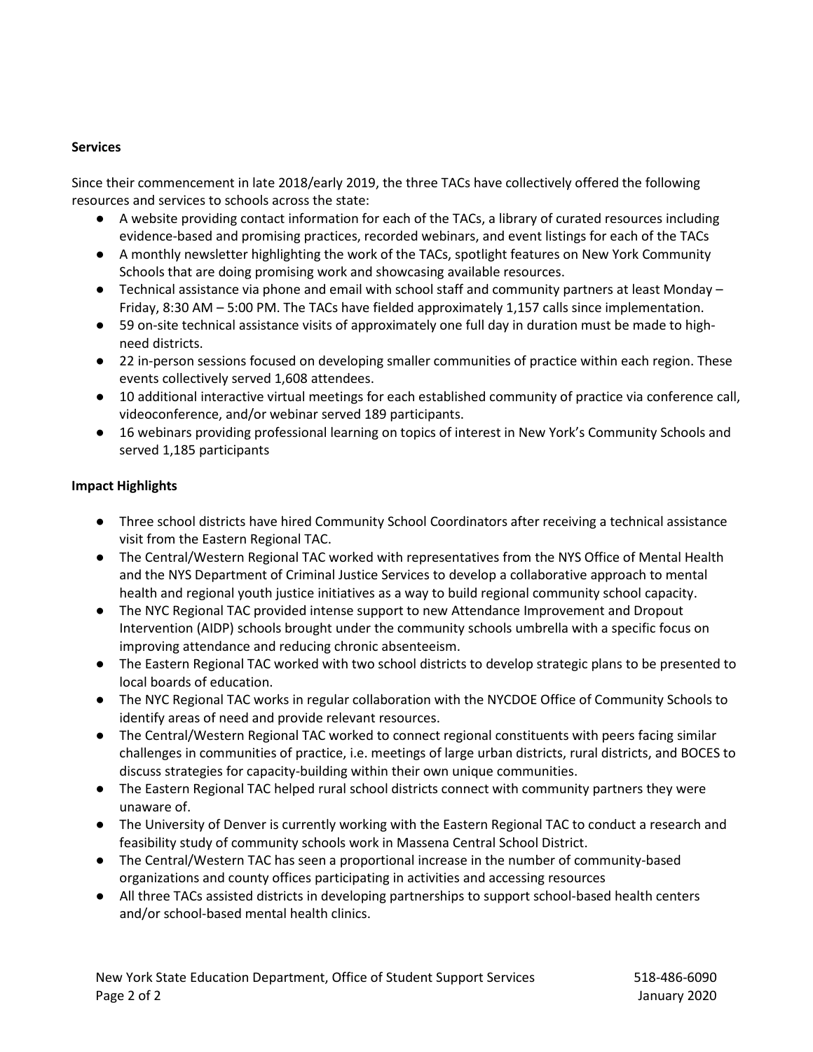**Services**

Since their commencement in late 2018/early 2019, the three TACs have collectively offered the following resources and services to schools across the state:

- A website providing contact information for each of the TACs, a library of curated resources including evidence-based and promising practices, recorded webinars, and event listings for each of the TACs
- A monthly newsletter highlighting the work of the TACs, spotlight features on New York Community Schools that are doing promising work and showcasing available resources.
- Technical assistance via phone and email with school staff and community partners at least Monday – Friday, 8:30 AM – 5:00 PM. The TACs have fielded approximately 1,157 calls since implementation.
- 59 on-site technical assistance visits of approximately one full day in duration must be made to high-need districts.
- 22 in-person sessions focused on developing smaller communities of practice within each region. These events collectively served 1,608 attendees.
- 10 additional interactive virtual meetings for each established community of practice via conference call, videoconference, and/or webinar served 189 participants.
- 16 webinars providing professional learning on topics of interest in New York's Community Schools and served 1,185 participants

**Impact Highlights**

- Three school districts have hired Community School Coordinators after receiving a technical assistance visit from the Eastern Regional TAC.
- The Central/Western Regional TAC worked with representatives from the NYS Office of Mental Health and the NYS Department of Criminal Justice Services to develop a collaborative approach to mental health and regional youth justice initiatives as a way to build regional community school capacity.
- The NYC Regional TAC provided intense support to new Attendance Improvement and Dropout Intervention (AIDP) schools brought under the community schools umbrella with a specific focus on improving attendance and reducing chronic absenteeism.
- The Eastern Regional TAC worked with two school districts to develop strategic plans to be presented to local boards of education.
- The NYC Regional TAC works in regular collaboration with the NYCDOE Office of Community Schools to identify areas of need and provide relevant resources.
- The Central/Western Regional TAC worked to connect regional constituents with peers facing similar challenges in communities of practice, i.e. meetings of large urban districts, rural districts, and BOCES to discuss strategies for capacity-building within their own unique communities.
- The Eastern Regional TAC helped rural school districts connect with community partners they were unaware of.
- The University of Denver is currently working with the Eastern Regional TAC to conduct a research and feasibility study of community schools work in Massena Central School District.
- The Central/Western TAC has seen a proportional increase in the number of community-based organizations and county offices participating in activities and accessing resources
- All three TACs assisted districts in developing partnerships to support school-based health centers and/or school-based mental health clinics.